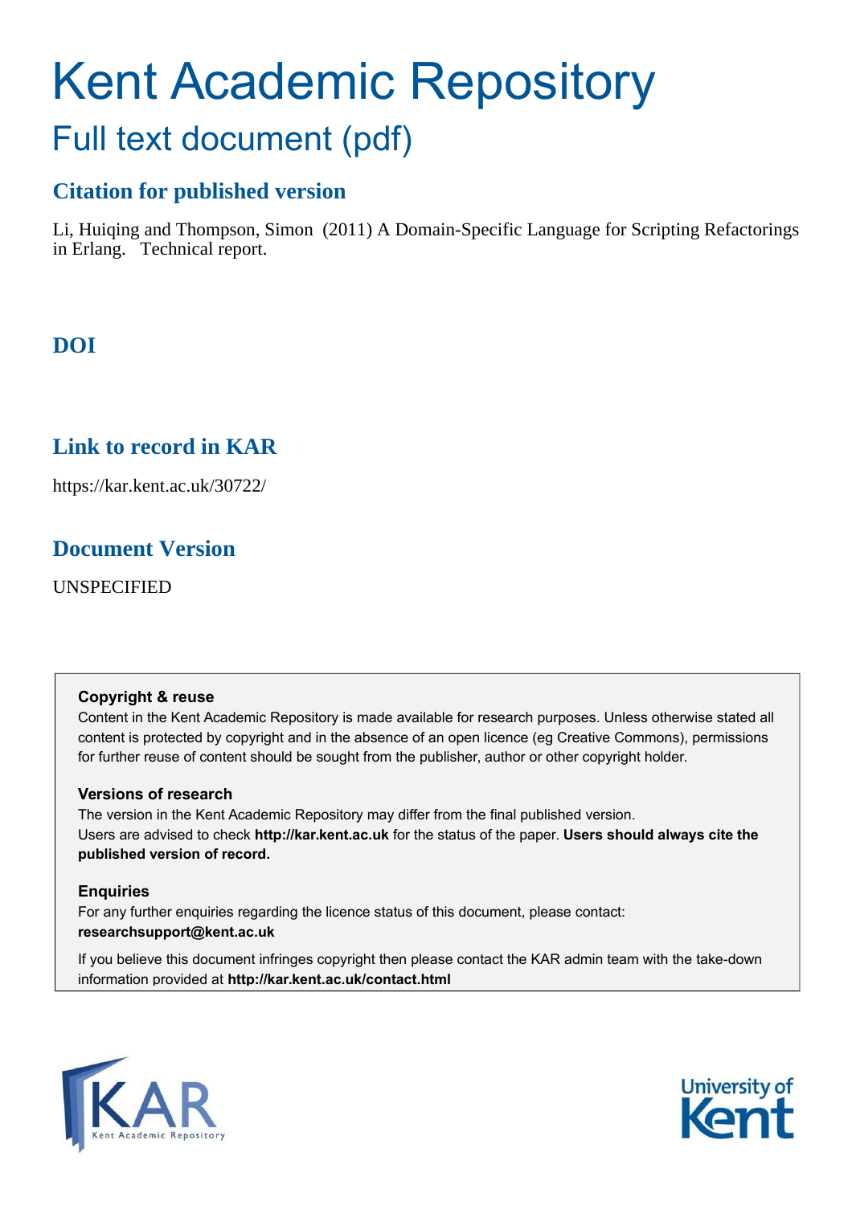# Kent Academic Repository

## Full text document (pdf)

### Citation for published version

Li, Huiqing and Thompson, Simon (2011) A Domain-Specific Language for Scripting Refactorings in Erlang. Technical report.

### DOI

### Link to record in KAR

https://kar.kent.ac.uk/30722/

### Document Version

UNSPECIFIED

**Copyright & reuse**

Content in the Kent Academic Repository is made available for research purposes. Unless otherwise stated all content is protected by copyright and in the absence of an open licence (eg Creative Commons), permissions for further reuse of content should be sought from the publisher, author or other copyright holder.

**Versions of research**

The version in the Kent Academic Repository may differ from the final published version. Users are advised to check **http://kar.kent.ac.uk** for the status of the paper. **Users should always cite the published version of record.**

**Enquiries**

For any further enquiries regarding the licence status of this document, please contact: **researchsupport@kent.ac.uk**

If you believe this document infringes copyright then please contact the KAR admin team with the take-down information provided at **http://kar.kent.ac.uk/contact.html**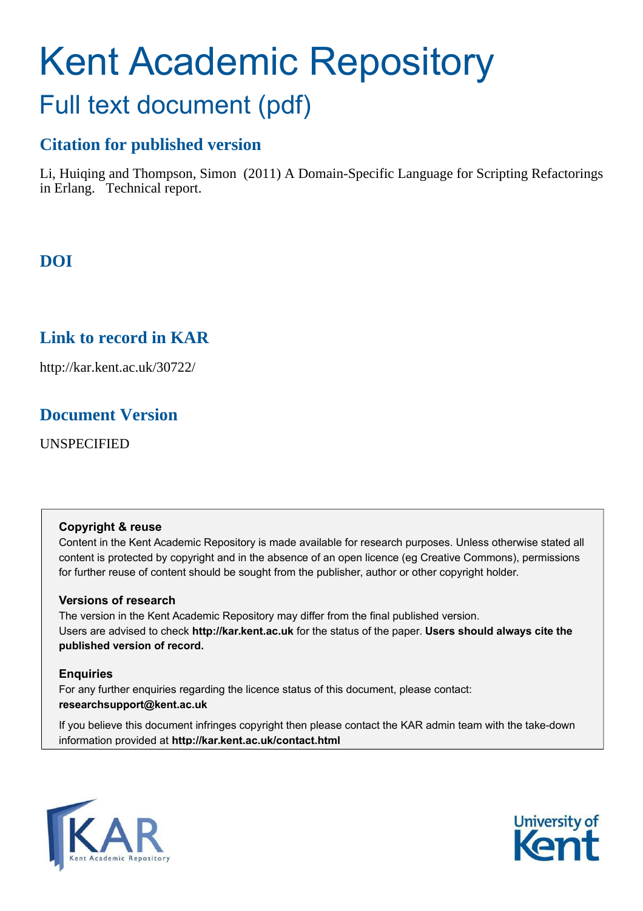# Kent Academic Repository

## Full text document (pdf)

### Citation for published version

Li, Huiqing and Thompson, Simon (2011) A Domain-Specific Language for Scripting Refactorings in Erlang. Technical report.

### DOI

### Link to record in KAR

http://kar.kent.ac.uk/30722/

### Document Version

UNSPECIFIED

**Copyright & reuse**

Content in the Kent Academic Repository is made available for research purposes. Unless otherwise stated all content is protected by copyright and in the absence of an open licence (eg Creative Commons), permissions for further reuse of content should be sought from the publisher, author or other copyright holder.

**Versions of research**

The version in the Kent Academic Repository may differ from the final published version.
Users are advised to check **http://kar.kent.ac.uk** for the status of the paper. **Users should always cite the published version of record.**

**Enquiries**

For any further enquiries regarding the licence status of this document, please contact:
**researchsupport@kent.ac.uk**

If you believe this document infringes copyright then please contact the KAR admin team with the take-down information provided at **http://kar.kent.ac.uk/contact.html**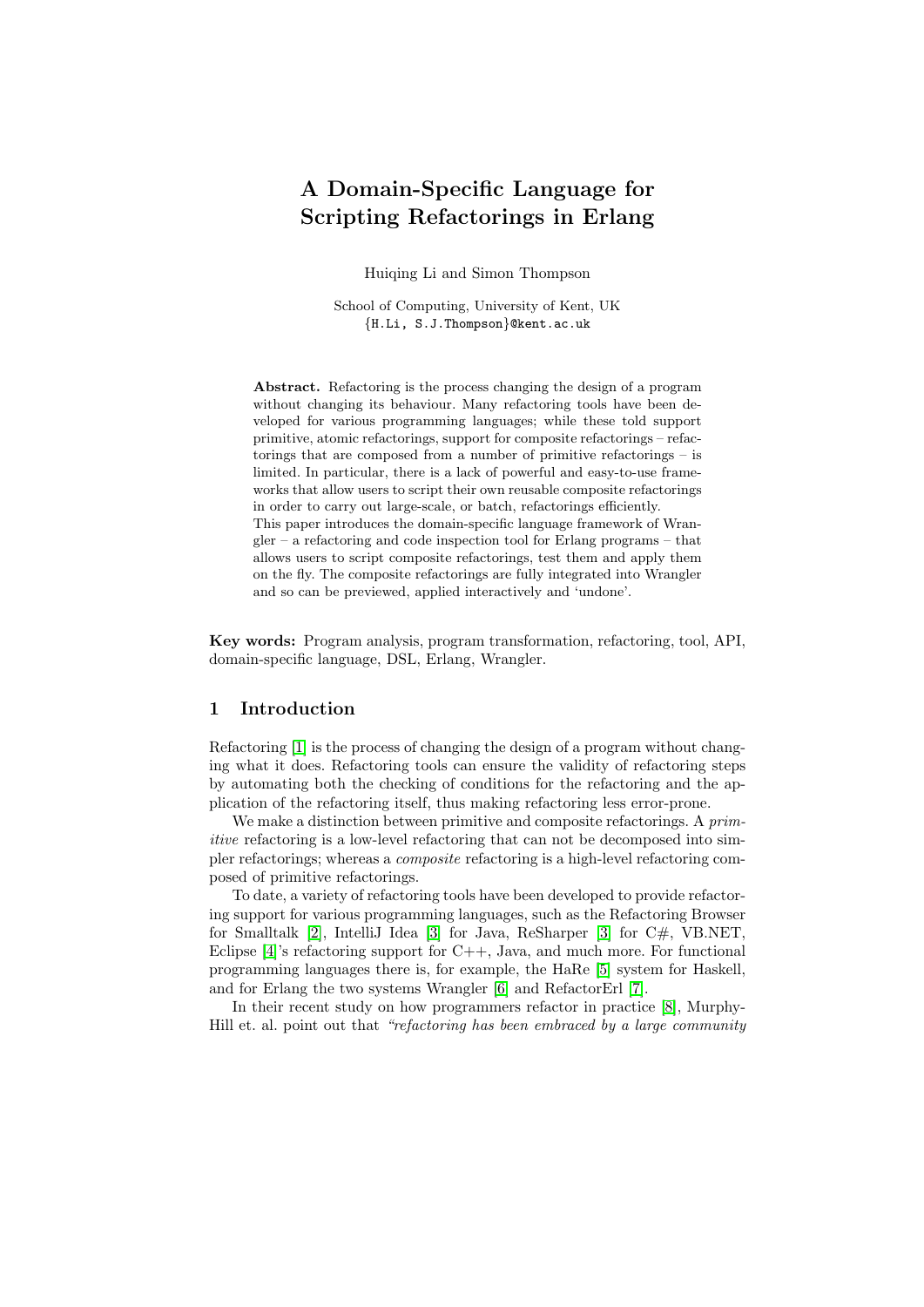# A Domain-Specific Language for Scripting Refactorings in Erlang

Huiqing Li and Simon Thompson

School of Computing, University of Kent, UK
{H.Li, S.J.Thompson}@kent.ac.uk

**Abstract.** Refactoring is the process changing the design of a program without changing its behaviour. Many refactoring tools have been developed for various programming languages; while these told support primitive, atomic refactorings, support for composite refactorings – refactorings that are composed from a number of primitive refactorings – is limited. In particular, there is a lack of powerful and easy-to-use frameworks that allow users to script their own reusable composite refactorings in order to carry out large-scale, or batch, refactorings efficiently.
This paper introduces the domain-specific language framework of Wrangler – a refactoring and code inspection tool for Erlang programs – that allows users to script composite refactorings, test them and apply them on the fly. The composite refactorings are fully integrated into Wrangler and so can be previewed, applied interactively and 'undone'.

**Key words:** Program analysis, program transformation, refactoring, tool, API, domain-specific language, DSL, Erlang, Wrangler.

## 1 Introduction

Refactoring [1] is the process of changing the design of a program without changing what it does. Refactoring tools can ensure the validity of refactoring steps by automating both the checking of conditions for the refactoring and the application of the refactoring itself, thus making refactoring less error-prone.

We make a distinction between primitive and composite refactorings. A *primitive* refactoring is a low-level refactoring that can not be decomposed into simpler refactorings; whereas a *composite* refactoring is a high-level refactoring composed of primitive refactorings.

To date, a variety of refactoring tools have been developed to provide refactoring support for various programming languages, such as the Refactoring Browser for Smalltalk [2], IntelliJ Idea [3] for Java, ReSharper [3] for C#, VB.NET, Eclipse [4]'s refactoring support for C++, Java, and much more. For functional programming languages there is, for example, the HaRe [5] system for Haskell, and for Erlang the two systems Wrangler [6] and RefactorErl [7].

In their recent study on how programmers refactor in practice [8], Murphy-Hill et. al. point out that *"refactoring has been embraced by a large community*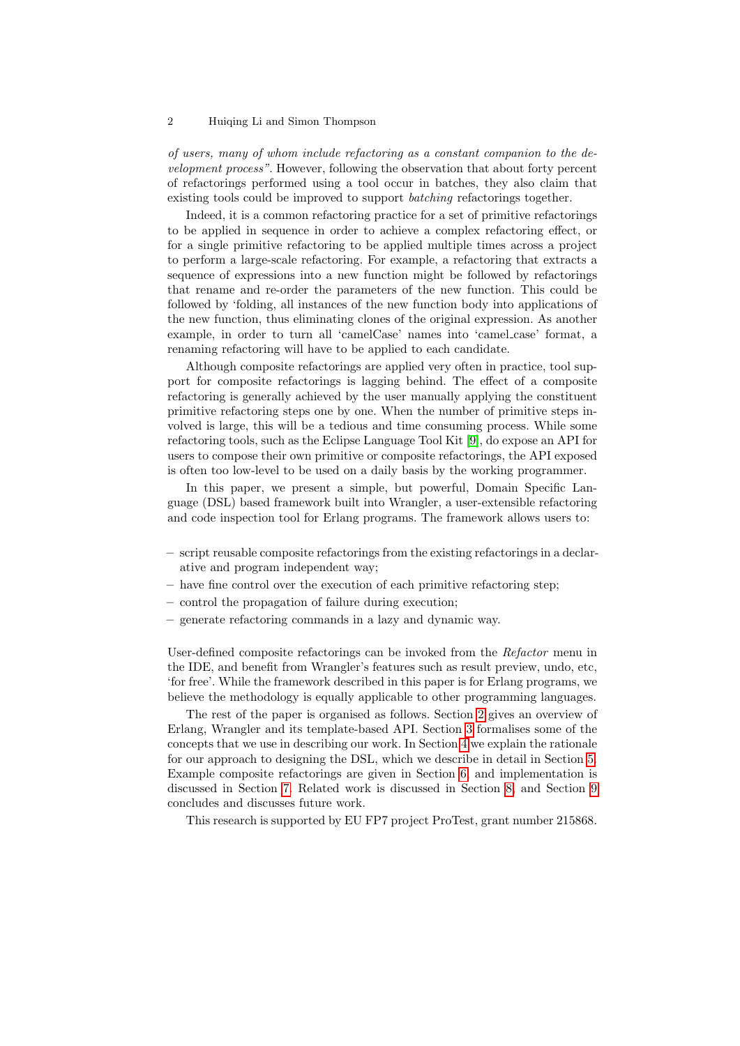*of users, many of whom include refactoring as a constant companion to the development process"*. However, following the observation that about forty percent of refactorings performed using a tool occur in batches, they also claim that existing tools could be improved to support *batching* refactorings together.

Indeed, it is a common refactoring practice for a set of primitive refactorings to be applied in sequence in order to achieve a complex refactoring effect, or for a single primitive refactoring to be applied multiple times across a project to perform a large-scale refactoring. For example, a refactoring that extracts a sequence of expressions into a new function might be followed by refactorings that rename and re-order the parameters of the new function. This could be followed by 'folding, all instances of the new function body into applications of the new function, thus eliminating clones of the original expression. As another example, in order to turn all 'camelCase' names into 'camel_case' format, a renaming refactoring will have to be applied to each candidate.

Although composite refactorings are applied very often in practice, tool support for composite refactorings is lagging behind. The effect of a composite refactoring is generally achieved by the user manually applying the constituent primitive refactoring steps one by one. When the number of primitive steps involved is large, this will be a tedious and time consuming process. While some refactoring tools, such as the Eclipse Language Tool Kit [9], do expose an API for users to compose their own primitive or composite refactorings, the API exposed is often too low-level to be used on a daily basis by the working programmer.

In this paper, we present a simple, but powerful, Domain Specific Language (DSL) based framework built into Wrangler, a user-extensible refactoring and code inspection tool for Erlang programs. The framework allows users to:

- script reusable composite refactorings from the existing refactorings in a declarative and program independent way;
- have fine control over the execution of each primitive refactoring step;
- control the propagation of failure during execution;
- generate refactoring commands in a lazy and dynamic way.

User-defined composite refactorings can be invoked from the *Refactor* menu in the IDE, and benefit from Wrangler's features such as result preview, undo, etc, 'for free'. While the framework described in this paper is for Erlang programs, we believe the methodology is equally applicable to other programming languages.

The rest of the paper is organised as follows. Section 2 gives an overview of Erlang, Wrangler and its template-based API. Section 3 formalises some of the concepts that we use in describing our work. In Section 4 we explain the rationale for our approach to designing the DSL, which we describe in detail in Section 5. Example composite refactorings are given in Section 6, and implementation is discussed in Section 7. Related work is discussed in Section 8, and Section 9 concludes and discusses future work.

This research is supported by EU FP7 project ProTest, grant number 215868.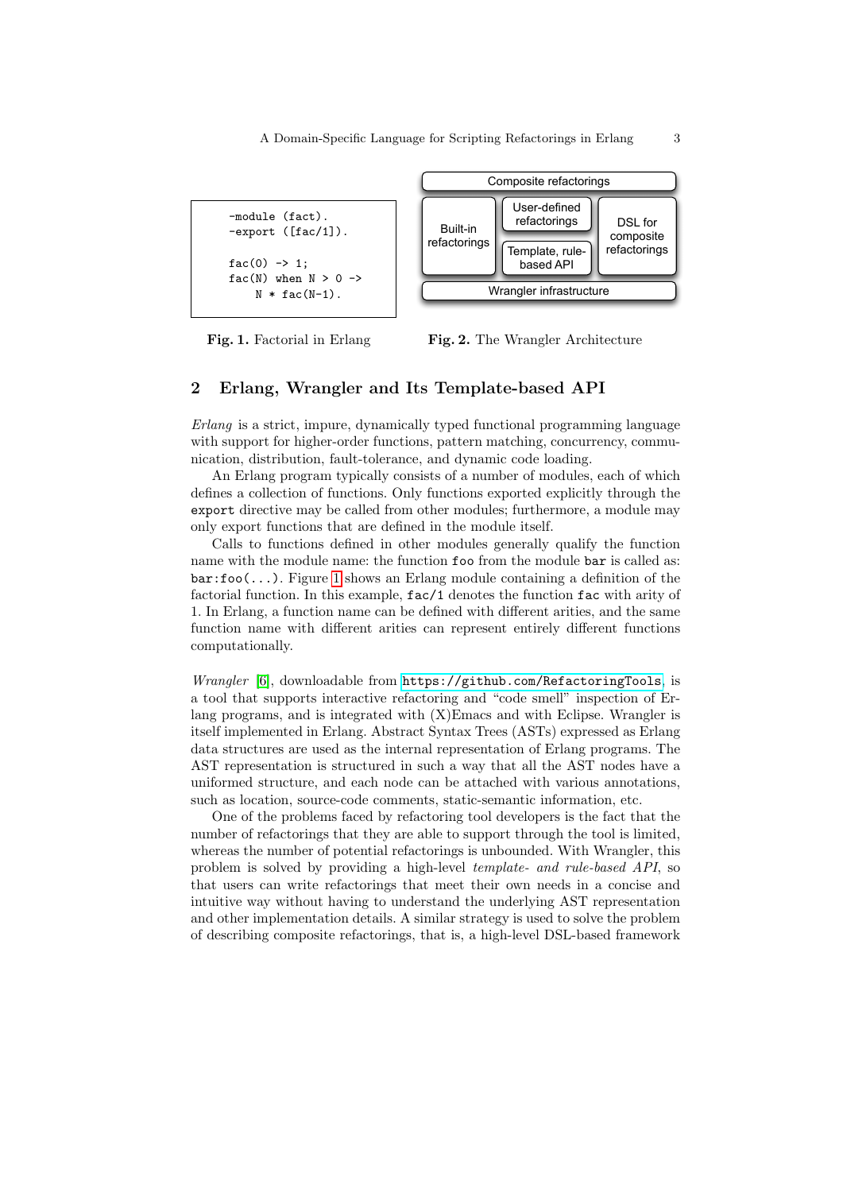```
-module (fact).
-export ([fac/1]).

fac(0) -> 1;
fac(N) when N > 0 ->
    N * fac(N-1).
```

**Fig. 1.** Factorial in Erlang

Composite refactorings

Built-in refactorings

User-defined refactorings

Template, rule-based API

DSL for composite refactorings

Wrangler infrastructure

**Fig. 2.** The Wrangler Architecture

## 2 Erlang, Wrangler and Its Template-based API

*Erlang* is a strict, impure, dynamically typed functional programming language with support for higher-order functions, pattern matching, concurrency, communication, distribution, fault-tolerance, and dynamic code loading.

An Erlang program typically consists of a number of modules, each of which defines a collection of functions. Only functions exported explicitly through the `export` directive may be called from other modules; furthermore, a module may only export functions that are defined in the module itself.

Calls to functions defined in other modules generally qualify the function name with the module name: the function `foo` from the module `bar` is called as: `bar:foo(...)`. Figure 1 shows an Erlang module containing a definition of the factorial function. In this example, `fac/1` denotes the function `fac` with arity of 1. In Erlang, a function name can be defined with different arities, and the same function name with different arities can represent entirely different functions computationally.

*Wrangler* [6], downloadable from https://github.com/RefactoringTools, is a tool that supports interactive refactoring and "code smell" inspection of Erlang programs, and is integrated with (X)Emacs and with Eclipse. Wrangler is itself implemented in Erlang. Abstract Syntax Trees (ASTs) expressed as Erlang data structures are used as the internal representation of Erlang programs. The AST representation is structured in such a way that all the AST nodes have a uniformed structure, and each node can be attached with various annotations, such as location, source-code comments, static-semantic information, etc.

One of the problems faced by refactoring tool developers is the fact that the number of refactorings that they are able to support through the tool is limited, whereas the number of potential refactorings is unbounded. With Wrangler, this problem is solved by providing a high-level *template- and rule-based API*, so that users can write refactorings that meet their own needs in a concise and intuitive way without having to understand the underlying AST representation and other implementation details. A similar strategy is used to solve the problem of describing composite refactorings, that is, a high-level DSL-based framework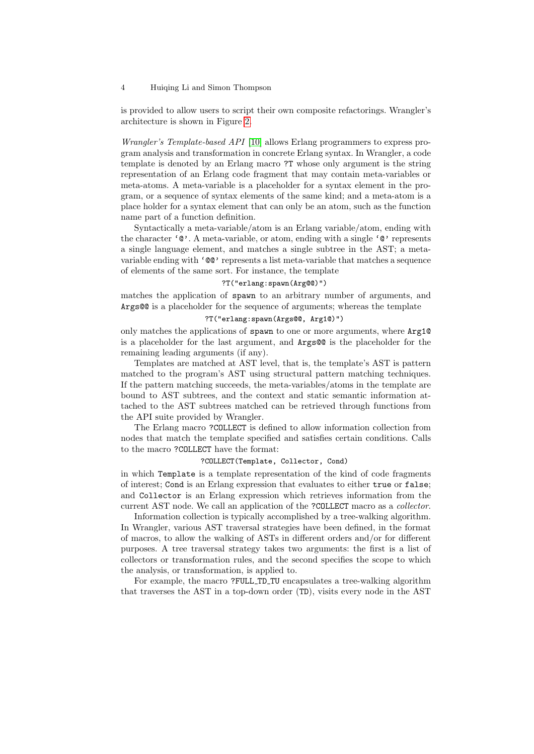is provided to allow users to script their own composite refactorings. Wrangler's architecture is shown in Figure 2.

*Wrangler's Template-based API* [10] allows Erlang programmers to express program analysis and transformation in concrete Erlang syntax. In Wrangler, a code template is denoted by an Erlang macro `?T` whose only argument is the string representation of an Erlang code fragment that may contain meta-variables or meta-atoms. A meta-variable is a placeholder for a syntax element in the program, or a sequence of syntax elements of the same kind; and a meta-atom is a place holder for a syntax element that can only be an atom, such as the function name part of a function definition.

Syntactically a meta-variable/atom is an Erlang variable/atom, ending with the character '`@`'. A meta-variable, or atom, ending with a single '`@`' represents a single language element, and matches a single subtree in the AST; a meta-variable ending with '`@@`' represents a list meta-variable that matches a sequence of elements of the same sort. For instance, the template

```
?T("erlang:spawn(Arg@@)")
```

matches the application of `spawn` to an arbitrary number of arguments, and `Args@@` is a placeholder for the sequence of arguments; whereas the template

```
?T("erlang:spawn(Args@@, Arg1@)")
```

only matches the applications of `spawn` to one or more arguments, where `Arg1@` is a placeholder for the last argument, and `Args@@` is the placeholder for the remaining leading arguments (if any).

Templates are matched at AST level, that is, the template's AST is pattern matched to the program's AST using structural pattern matching techniques. If the pattern matching succeeds, the meta-variables/atoms in the template are bound to AST subtrees, and the context and static semantic information attached to the AST subtrees matched can be retrieved through functions from the API suite provided by Wrangler.

The Erlang macro `?COLLECT` is defined to allow information collection from nodes that match the template specified and satisfies certain conditions. Calls to the macro `?COLLECT` have the format:

```
?COLLECT(Template, Collector, Cond)
```

in which `Template` is a template representation of the kind of code fragments of interest; `Cond` is an Erlang expression that evaluates to either `true` or `false`; and `Collector` is an Erlang expression which retrieves information from the current AST node. We call an application of the `?COLLECT` macro as a *collector*.

Information collection is typically accomplished by a tree-walking algorithm. In Wrangler, various AST traversal strategies have been defined, in the format of macros, to allow the walking of ASTs in different orders and/or for different purposes. A tree traversal strategy takes two arguments: the first is a list of collectors or transformation rules, and the second specifies the scope to which the analysis, or transformation, is applied to.

For example, the macro `?FULL_TD_TU` encapsulates a tree-walking algorithm that traverses the AST in a top-down order (`TD`), visits every node in the AST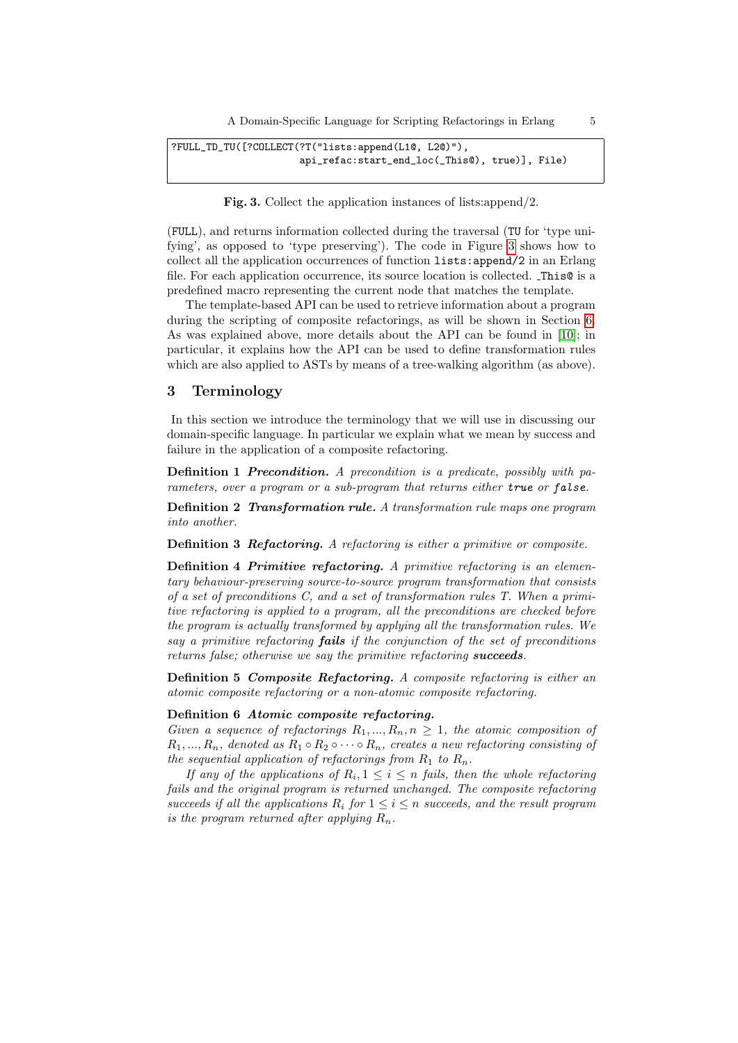```
?FULL_TD_TU([?COLLECT(?T("lists:append(L1@, L2@)"),
                      api_refac:start_end_loc(_This@), true)], File)
```

**Fig. 3.** Collect the application instances of lists:append/2.

(FULL), and returns information collected during the traversal (TU for 'type unifying', as opposed to 'type preserving'). The code in Figure 3 shows how to collect all the application occurrences of function `lists:append/2` in an Erlang file. For each application occurrence, its source location is collected. `_This@` is a predefined macro representing the current node that matches the template.

The template-based API can be used to retrieve information about a program during the scripting of composite refactorings, as will be shown in Section 6. As was explained above, more details about the API can be found in [10]; in particular, it explains how the API can be used to define transformation rules which are also applied to ASTs by means of a tree-walking algorithm (as above).

## 3 Terminology

In this section we introduce the terminology that we will use in discussing our domain-specific language. In particular we explain what we mean by success and failure in the application of a composite refactoring.

**Definition 1** ***Precondition.*** *A precondition is a predicate, possibly with parameters, over a program or a sub-program that returns either* ***true*** *or* ***false****.*

**Definition 2** ***Transformation rule.*** *A transformation rule maps one program into another.*

**Definition 3** ***Refactoring.*** *A refactoring is either a primitive or composite.*

**Definition 4** ***Primitive refactoring.*** *A primitive refactoring is an elementary behaviour-preserving source-to-source program transformation that consists of a set of preconditions C, and a set of transformation rules T. When a primitive refactoring is applied to a program, all the preconditions are checked before the program is actually transformed by applying all the transformation rules. We say a primitive refactoring* ***fails*** *if the conjunction of the set of preconditions returns false; otherwise we say the primitive refactoring* ***succeeds****.*

**Definition 5** ***Composite Refactoring.*** *A composite refactoring is either an atomic composite refactoring or a non-atomic composite refactoring.*

**Definition 6** ***Atomic composite refactoring.***
*Given a sequence of refactorings* $R_1, ..., R_n, n \geq 1$*, the atomic composition of* $R_1, ..., R_n$*, denoted as* $R_1 \circ R_2 \circ \cdots \circ R_n$*, creates a new refactoring consisting of the sequential application of refactorings from* $R_1$ *to* $R_n$*.*

*If any of the applications of* $R_i, 1 \leq i \leq n$ *fails, then the whole refactoring fails and the original program is returned unchanged. The composite refactoring succeeds if all the applications* $R_i$ *for* $1 \leq i \leq n$ *succeeds, and the result program is the program returned after applying* $R_n$*.*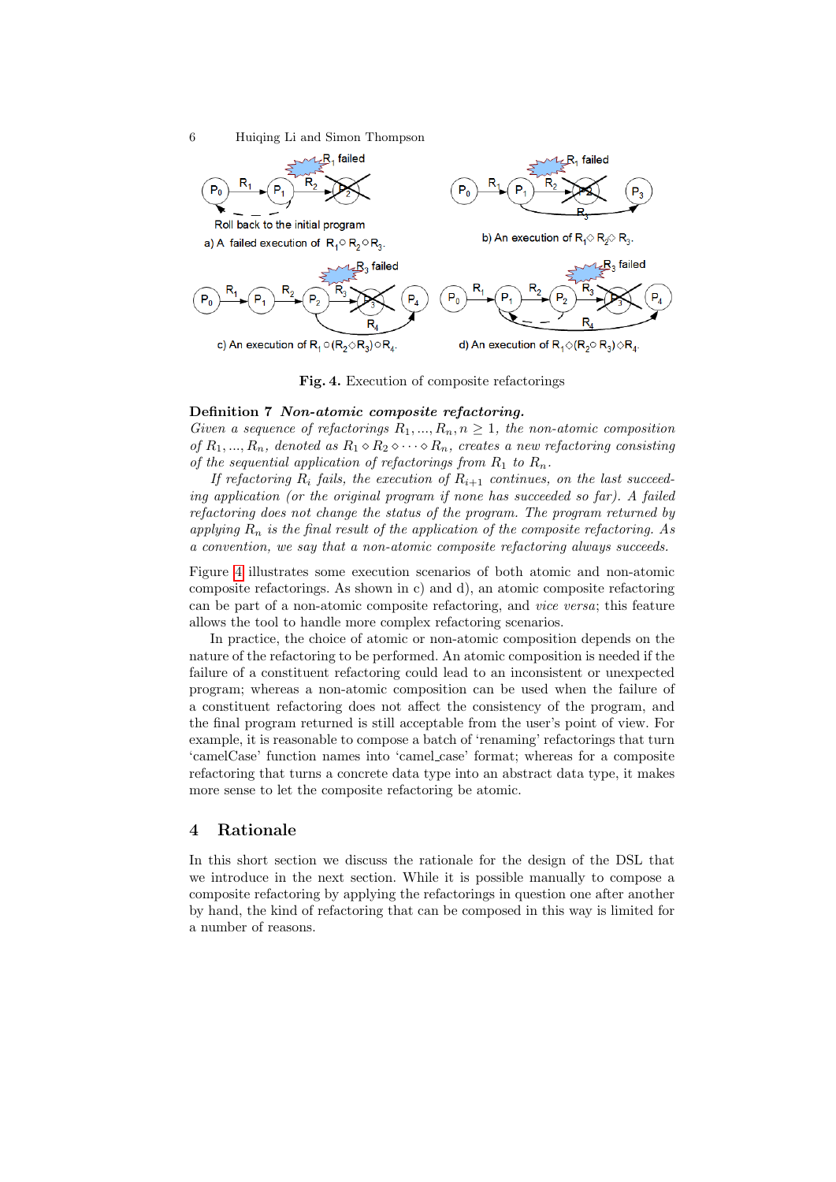a) A failed execution of $R_1 \circ R_2 \circ R_3$.

b) An execution of $R_1 \diamond R_2 \diamond R_3$.

c) An execution of $R_1 \circ (R_2 \diamond R_3) \circ R_4$.

d) An execution of $R_1 \diamond (R_2 \circ R_3) \diamond R_4$.

**Fig. 4.** Execution of composite refactorings

**Definition 7** ***Non-atomic composite refactoring.*** *Given a sequence of refactorings $R_1, ..., R_n, n \geq 1$, the non-atomic composition of $R_1, ..., R_n$, denoted as $R_1 \diamond R_2 \diamond \cdots \diamond R_n$, creates a new refactoring consisting of the sequential application of refactorings from $R_1$ to $R_n$.*

*If refactoring $R_i$ fails, the execution of $R_{i+1}$ continues, on the last succeeding application (or the original program if none has succeeded so far). A failed refactoring does not change the status of the program. The program returned by applying $R_n$ is the final result of the application of the composite refactoring. As a convention, we say that a non-atomic composite refactoring always succeeds.*

Figure 4 illustrates some execution scenarios of both atomic and non-atomic composite refactorings. As shown in c) and d), an atomic composite refactoring can be part of a non-atomic composite refactoring, and *vice versa*; this feature allows the tool to handle more complex refactoring scenarios.

In practice, the choice of atomic or non-atomic composition depends on the nature of the refactoring to be performed. An atomic composition is needed if the failure of a constituent refactoring could lead to an inconsistent or unexpected program; whereas a non-atomic composition can be used when the failure of a constituent refactoring does not affect the consistency of the program, and the final program returned is still acceptable from the user's point of view. For example, it is reasonable to compose a batch of 'renaming' refactorings that turn 'camelCase' function names into 'camel_case' format; whereas for a composite refactoring that turns a concrete data type into an abstract data type, it makes more sense to let the composite refactoring be atomic.

## 4 Rationale

In this short section we discuss the rationale for the design of the DSL that we introduce in the next section. While it is possible manually to compose a composite refactoring by applying the refactorings in question one after another by hand, the kind of refactoring that can be composed in this way is limited for a number of reasons.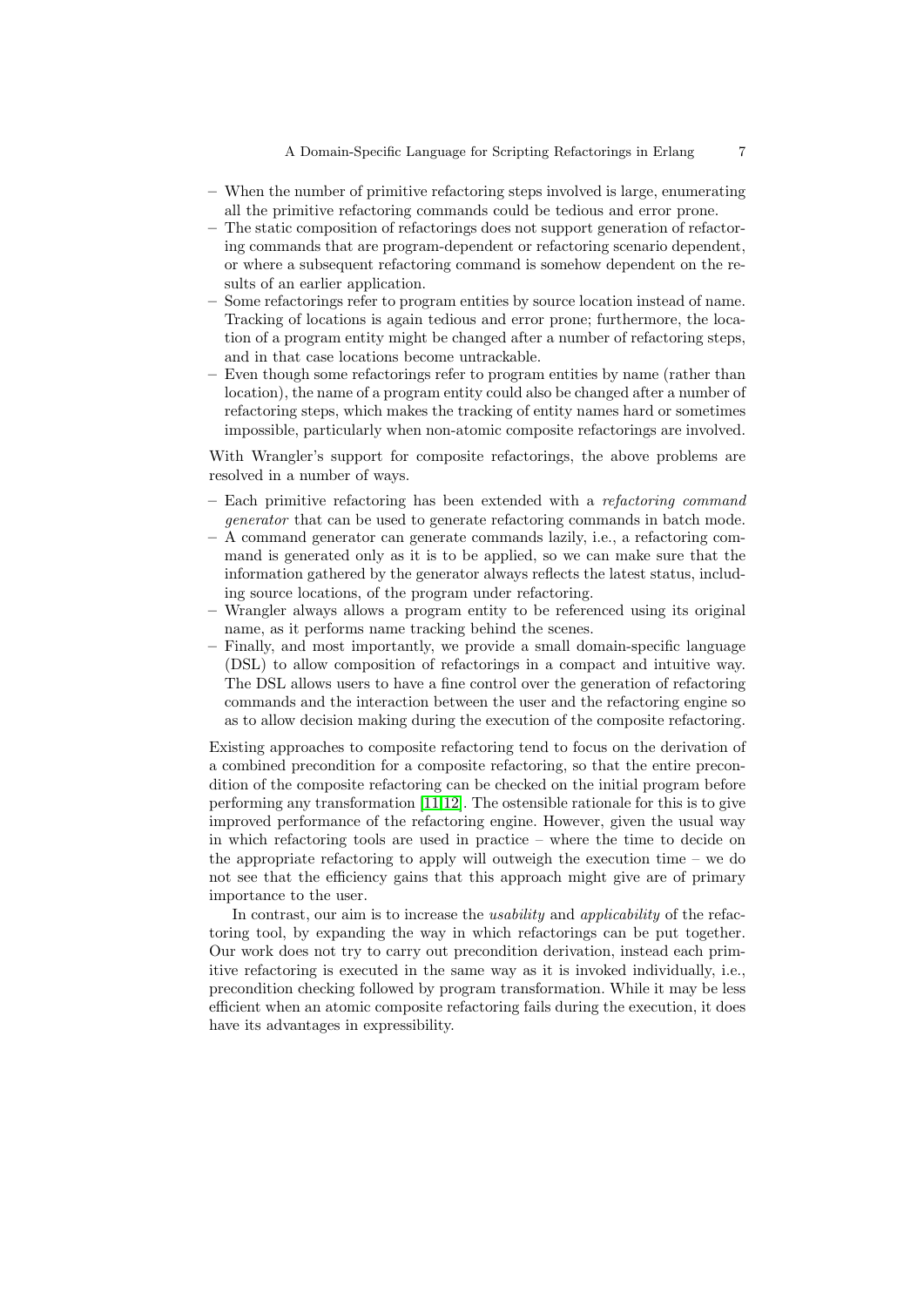- When the number of primitive refactoring steps involved is large, enumerating all the primitive refactoring commands could be tedious and error prone.
- The static composition of refactorings does not support generation of refactoring commands that are program-dependent or refactoring scenario dependent, or where a subsequent refactoring command is somehow dependent on the results of an earlier application.
- Some refactorings refer to program entities by source location instead of name. Tracking of locations is again tedious and error prone; furthermore, the location of a program entity might be changed after a number of refactoring steps, and in that case locations become untrackable.
- Even though some refactorings refer to program entities by name (rather than location), the name of a program entity could also be changed after a number of refactoring steps, which makes the tracking of entity names hard or sometimes impossible, particularly when non-atomic composite refactorings are involved.

With Wrangler's support for composite refactorings, the above problems are resolved in a number of ways.

- Each primitive refactoring has been extended with a *refactoring command generator* that can be used to generate refactoring commands in batch mode.
- A command generator can generate commands lazily, i.e., a refactoring command is generated only as it is to be applied, so we can make sure that the information gathered by the generator always reflects the latest status, including source locations, of the program under refactoring.
- Wrangler always allows a program entity to be referenced using its original name, as it performs name tracking behind the scenes.
- Finally, and most importantly, we provide a small domain-specific language (DSL) to allow composition of refactorings in a compact and intuitive way. The DSL allows users to have a fine control over the generation of refactoring commands and the interaction between the user and the refactoring engine so as to allow decision making during the execution of the composite refactoring.

Existing approaches to composite refactoring tend to focus on the derivation of a combined precondition for a composite refactoring, so that the entire precondition of the composite refactoring can be checked on the initial program before performing any transformation [11,12]. The ostensible rationale for this is to give improved performance of the refactoring engine. However, given the usual way in which refactoring tools are used in practice – where the time to decide on the appropriate refactoring to apply will outweigh the execution time – we do not see that the efficiency gains that this approach might give are of primary importance to the user.

In contrast, our aim is to increase the *usability* and *applicability* of the refactoring tool, by expanding the way in which refactorings can be put together. Our work does not try to carry out precondition derivation, instead each primitive refactoring is executed in the same way as it is invoked individually, i.e., precondition checking followed by program transformation. While it may be less efficient when an atomic composite refactoring fails during the execution, it does have its advantages in expressibility.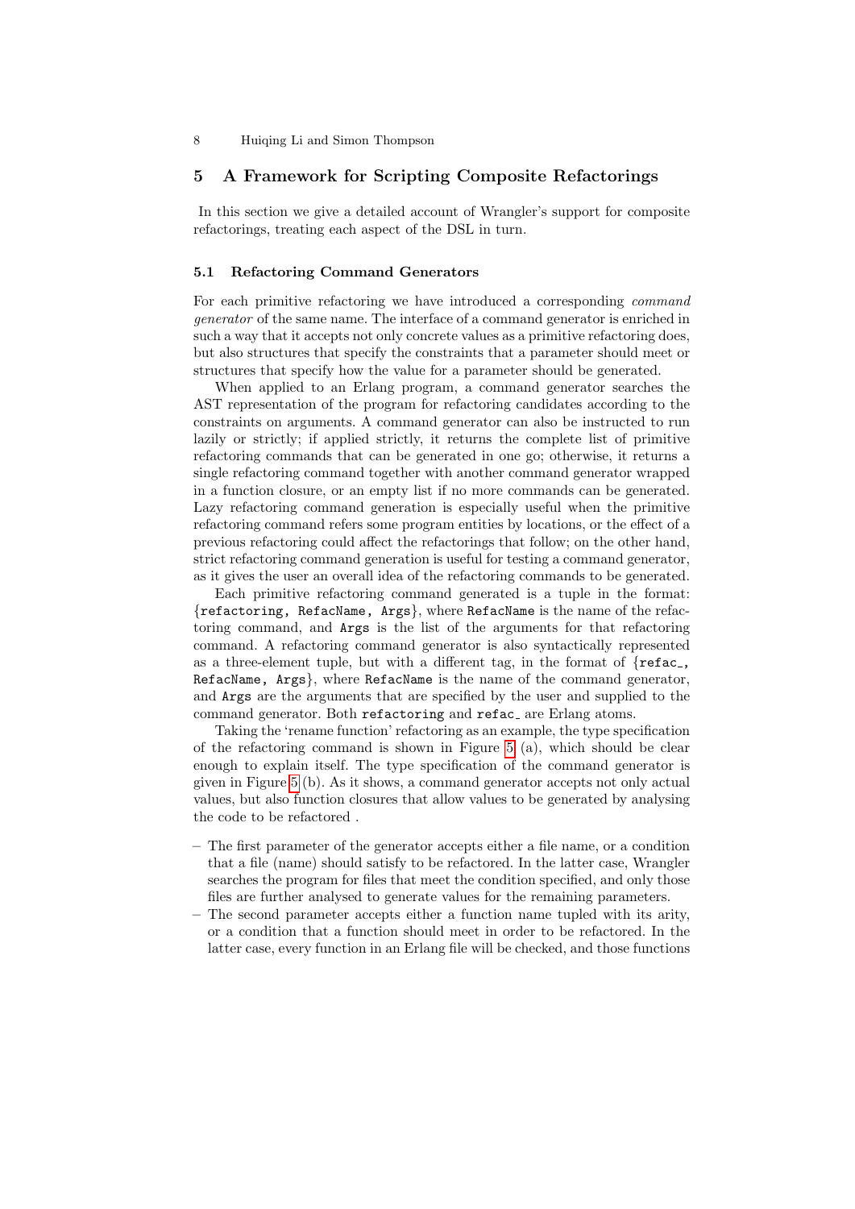## 5 A Framework for Scripting Composite Refactorings

In this section we give a detailed account of Wrangler's support for composite refactorings, treating each aspect of the DSL in turn.

### 5.1 Refactoring Command Generators

For each primitive refactoring we have introduced a corresponding *command generator* of the same name. The interface of a command generator is enriched in such a way that it accepts not only concrete values as a primitive refactoring does, but also structures that specify the constraints that a parameter should meet or structures that specify how the value for a parameter should be generated.

When applied to an Erlang program, a command generator searches the AST representation of the program for refactoring candidates according to the constraints on arguments. A command generator can also be instructed to run lazily or strictly; if applied strictly, it returns the complete list of primitive refactoring commands that can be generated in one go; otherwise, it returns a single refactoring command together with another command generator wrapped in a function closure, or an empty list if no more commands can be generated. Lazy refactoring command generation is especially useful when the primitive refactoring command refers some program entities by locations, or the effect of a previous refactoring could affect the refactorings that follow; on the other hand, strict refactoring command generation is useful for testing a command generator, as it gives the user an overall idea of the refactoring commands to be generated.

Each primitive refactoring command generated is a tuple in the format: {`refactoring, RefacName, Args`}, where `RefacName` is the name of the refactoring command, and `Args` is the list of the arguments for that refactoring command. A refactoring command generator is also syntactically represented as a three-element tuple, but with a different tag, in the format of {`refac_, RefacName, Args`}, where `RefacName` is the name of the command generator, and `Args` are the arguments that are specified by the user and supplied to the command generator. Both `refactoring` and `refac_` are Erlang atoms.

Taking the 'rename function' refactoring as an example, the type specification of the refactoring command is shown in Figure 5 (a), which should be clear enough to explain itself. The type specification of the command generator is given in Figure 5 (b). As it shows, a command generator accepts not only actual values, but also function closures that allow values to be generated by analysing the code to be refactored .

- The first parameter of the generator accepts either a file name, or a condition that a file (name) should satisfy to be refactored. In the latter case, Wrangler searches the program for files that meet the condition specified, and only those files are further analysed to generate values for the remaining parameters.
- The second parameter accepts either a function name tupled with its arity, or a condition that a function should meet in order to be refactored. In the latter case, every function in an Erlang file will be checked, and those functions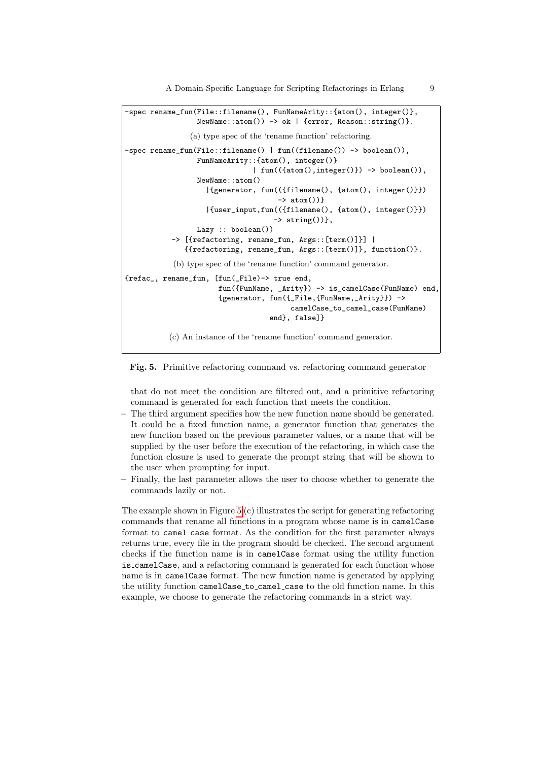```
-spec rename_fun(File::filename(), FunNameArity::{atom(), integer()},
                 NewName::atom()) -> ok | {error, Reason::string()}.
```

(a) type spec of the 'rename function' refactoring.

```
-spec rename_fun(File::filename() | fun((filename()) -> boolean()),
                 FunNameArity::{atom(), integer()}
                              | fun(({atom(),integer()}) -> boolean()),
                 NewName::atom()
                   |{generator, fun(({filename(), {atom(), integer()}})
                                   -> atom())}
                   |{user_input,fun(({filename(), {atom(), integer()}})
                                  -> string())},
                 Lazy :: boolean())
           -> [{refactoring, rename_fun, Args::[term()]}] |
              {{refactoring, rename_fun, Args::[term()]}, function()}.
```

(b) type spec of the 'rename function' command generator.

```
{refac_, rename_fun, [fun(_File)-> true end,
                      fun({FunName, _Arity}) -> is_camelCase(FunName) end,
                      {generator, fun({_File,{FunName,_Arity}}) ->
                                        camelCase_to_camel_case(FunName)
                                  end}, false]}
```

(c) An instance of the 'rename function' command generator.

**Fig. 5.** Primitive refactoring command vs. refactoring command generator

that do not meet the condition are filtered out, and a primitive refactoring command is generated for each function that meets the condition.

- The third argument specifies how the new function name should be generated. It could be a fixed function name, a generator function that generates the new function based on the previous parameter values, or a name that will be supplied by the user before the execution of the refactoring, in which case the function closure is used to generate the prompt string that will be shown to the user when prompting for input.
- Finally, the last parameter allows the user to choose whether to generate the commands lazily or not.

The example shown in Figure 5 (c) illustrates the script for generating refactoring commands that rename all functions in a program whose name is in `camelCase` format to `camel_case` format. As the condition for the first parameter always returns true, every file in the program should be checked. The second argument checks if the function name is in `camelCase` format using the utility function `is_camelCase`, and a refactoring command is generated for each function whose name is in `camelCase` format. The new function name is generated by applying the utility function `camelCase_to_camel_case` to the old function name. In this example, we choose to generate the refactoring commands in a strict way.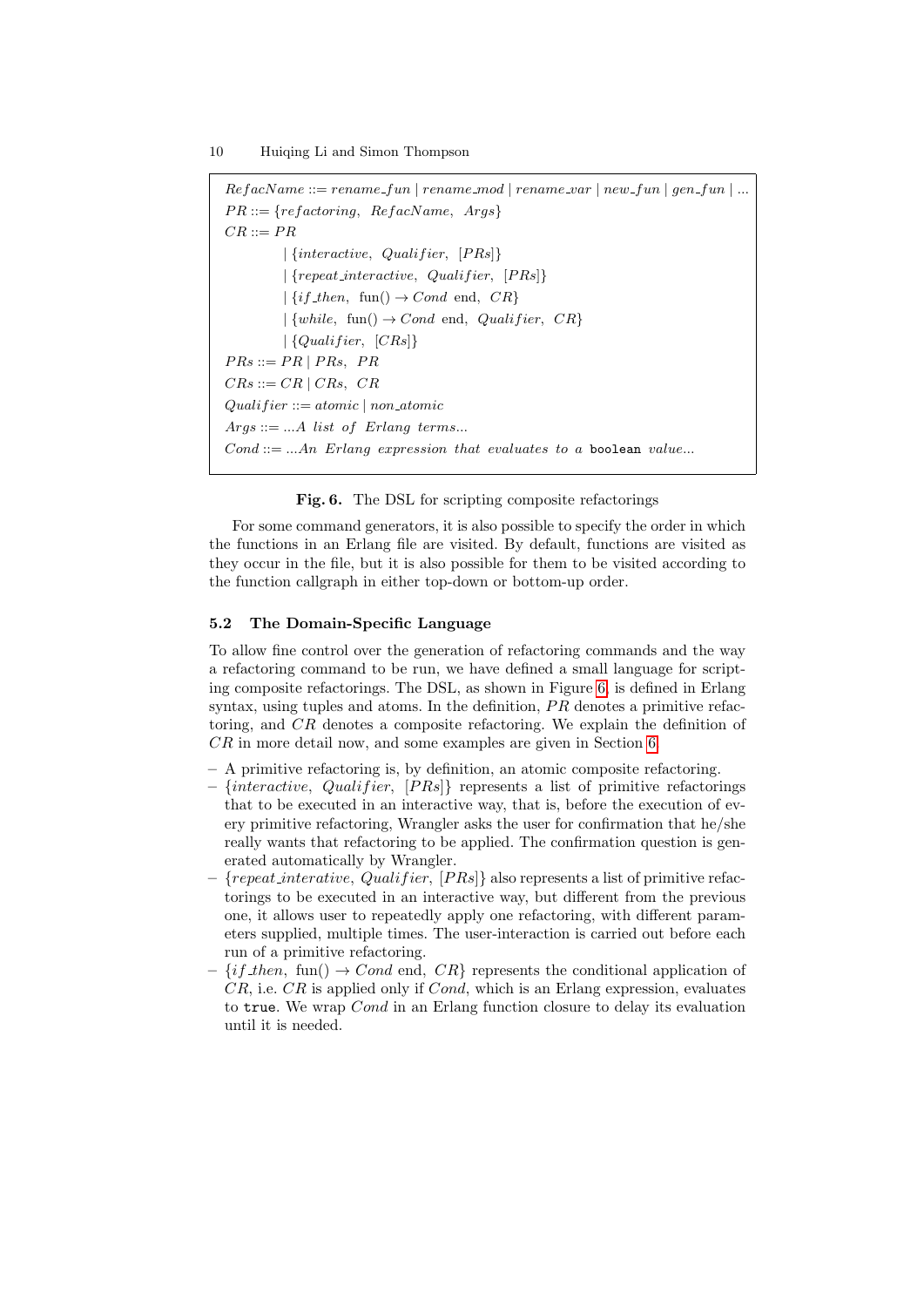```
RefacName ::= rename_fun | rename_mod | rename_var | new_fun | gen_fun | ...
PR ::= {refactoring, RefacName, Args}
CR ::= PR
       | {interactive, Qualifier, [PRs]}
       | {repeat_interactive, Qualifier, [PRs]}
       | {if_then, fun() → Cond end, CR}
       | {while, fun() → Cond end, Qualifier, CR}
       | {Qualifier, [CRs]}
PRs ::= PR | PRs, PR
CRs ::= CR | CRs, CR
Qualifier ::= atomic | non_atomic
Args ::= ...A list of Erlang terms...
Cond ::= ...An Erlang expression that evaluates to a boolean value...
```

**Fig. 6.** The DSL for scripting composite refactorings

For some command generators, it is also possible to specify the order in which the functions in an Erlang file are visited. By default, functions are visited as they occur in the file, but it is also possible for them to be visited according to the function callgraph in either top-down or bottom-up order.

### 5.2 The Domain-Specific Language

To allow fine control over the generation of refactoring commands and the way a refactoring command to be run, we have defined a small language for scripting composite refactorings. The DSL, as shown in Figure 6, is defined in Erlang syntax, using tuples and atoms. In the definition, *PR* denotes a primitive refactoring, and *CR* denotes a composite refactoring. We explain the definition of *CR* in more detail now, and some examples are given in Section 6.

- A primitive refactoring is, by definition, an atomic composite refactoring.
- {*interactive*, *Qualifier*, [*PRs*]} represents a list of primitive refactorings that to be executed in an interactive way, that is, before the execution of every primitive refactoring, Wrangler asks the user for confirmation that he/she really wants that refactoring to be applied. The confirmation question is generated automatically by Wrangler.
- {*repeat_interative*, *Qualifier*, [*PRs*]} also represents a list of primitive refactorings to be executed in an interactive way, but different from the previous one, it allows user to repeatedly apply one refactoring, with different parameters supplied, multiple times. The user-interaction is carried out before each run of a primitive refactoring.
- {*if_then*, fun() → *Cond* end, *CR*} represents the conditional application of *CR*, i.e. *CR* is applied only if *Cond*, which is an Erlang expression, evaluates to `true`. We wrap *Cond* in an Erlang function closure to delay its evaluation until it is needed.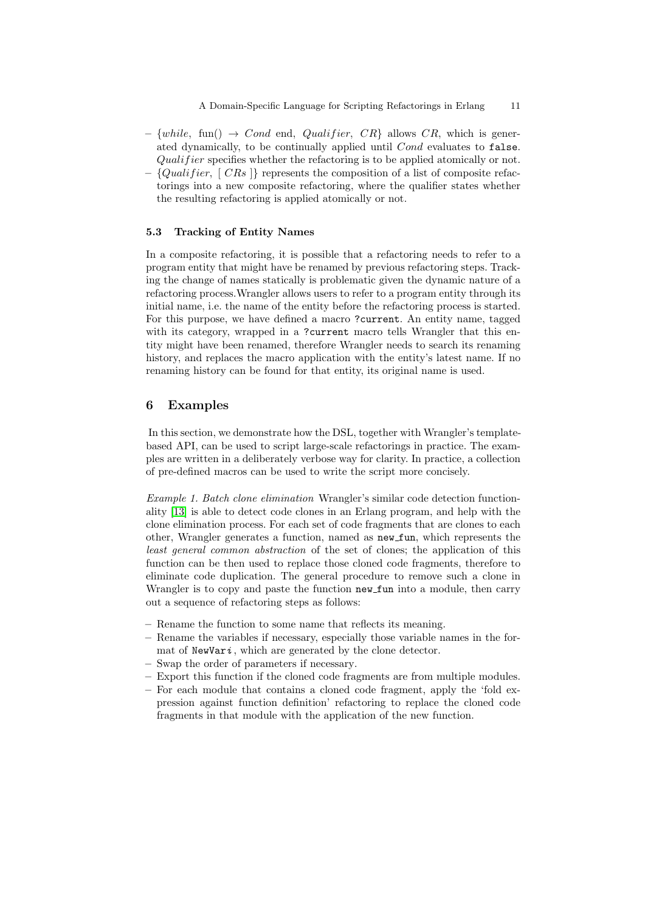- {*while*, fun() → *Cond* end, *Qualifier*, *CR*} allows *CR*, which is generated dynamically, to be continually applied until *Cond* evaluates to `false`. *Qualifier* specifies whether the refactoring is to be applied atomically or not.
- {*Qualifier*, [ *CRs* ]} represents the composition of a list of composite refactorings into a new composite refactoring, where the qualifier states whether the resulting refactoring is applied atomically or not.

### 5.3 Tracking of Entity Names

In a composite refactoring, it is possible that a refactoring needs to refer to a program entity that might have be renamed by previous refactoring steps. Tracking the change of names statically is problematic given the dynamic nature of a refactoring process.Wrangler allows users to refer to a program entity through its initial name, i.e. the name of the entity before the refactoring process is started. For this purpose, we have defined a macro `?current`. An entity name, tagged with its category, wrapped in a `?current` macro tells Wrangler that this entity might have been renamed, therefore Wrangler needs to search its renaming history, and replaces the macro application with the entity's latest name. If no renaming history can be found for that entity, its original name is used.

## 6 Examples

In this section, we demonstrate how the DSL, together with Wrangler's template-based API, can be used to script large-scale refactorings in practice. The examples are written in a deliberately verbose way for clarity. In practice, a collection of pre-defined macros can be used to write the script more concisely.

*Example 1. Batch clone elimination* Wrangler's similar code detection functionality [13] is able to detect code clones in an Erlang program, and help with the clone elimination process. For each set of code fragments that are clones to each other, Wrangler generates a function, named as `new_fun`, which represents the *least general common abstraction* of the set of clones; the application of this function can be then used to replace those cloned code fragments, therefore to eliminate code duplication. The general procedure to remove such a clone in Wrangler is to copy and paste the function `new_fun` into a module, then carry out a sequence of refactoring steps as follows:

- Rename the function to some name that reflects its meaning.
- Rename the variables if necessary, especially those variable names in the format of `NewVar`*i*, which are generated by the clone detector.
- Swap the order of parameters if necessary.
- Export this function if the cloned code fragments are from multiple modules.
- For each module that contains a cloned code fragment, apply the 'fold expression against function definition' refactoring to replace the cloned code fragments in that module with the application of the new function.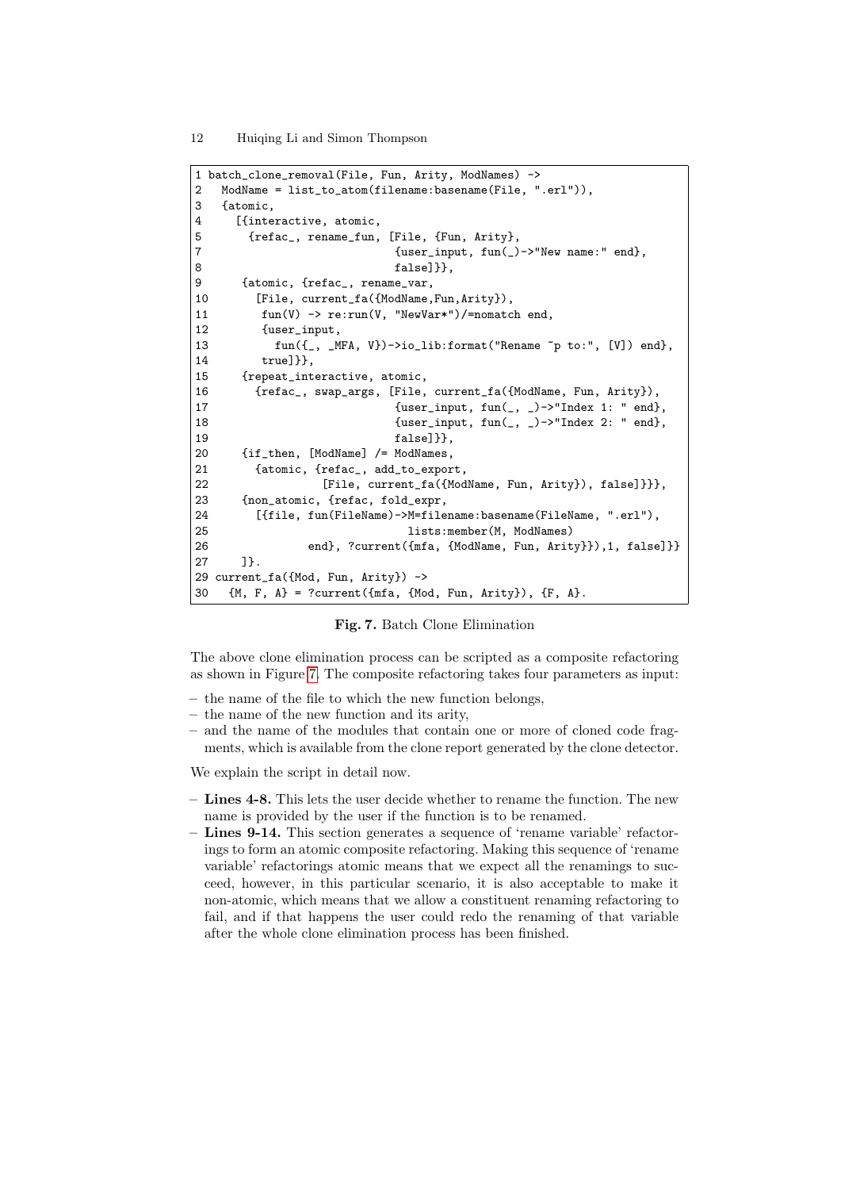```
1 batch_clone_removal(File, Fun, Arity, ModNames) ->
2   ModName = list_to_atom(filename:basename(File, ".erl")),
3   {atomic,
4     [{interactive, atomic,
5       {refac_, rename_fun, [File, {Fun, Arity},
7                             {user_input, fun(_)->"New name:" end},
8                             false]}},
9      {atomic, {refac_, rename_var,
10       [File, current_fa({ModName,Fun,Arity}),
11        fun(V) -> re:run(V, "NewVar*")/=nomatch end,
12        {user_input,
13          fun({_, _MFA, V})->io_lib:format("Rename ~p to:", [V]) end},
14        true]}},
15     {repeat_interactive, atomic,
16       {refac_, swap_args, [File, current_fa({ModName, Fun, Arity}),
17                             {user_input, fun(_, _)->"Index 1: " end},
18                             {user_input, fun(_, _)->"Index 2: " end},
19                             false]}},
20     {if_then, [ModName] /= ModNames,
21       {atomic, {refac_, add_to_export,
22                 [File, current_fa({ModName, Fun, Arity}), false]}}},
23     {non_atomic, {refac, fold_expr,
24       [{file, fun(FileName)->M=filename:basename(FileName, ".erl"),
25                               lists:member(M, ModNames)
26               end}, ?current({mfa, {ModName, Fun, Arity}}),1, false]}}
27     ]}.
29 current_fa({Mod, Fun, Arity}) ->
30   {M, F, A} = ?current({mfa, {Mod, Fun, Arity}}), {F, A}.
```

**Fig. 7.** Batch Clone Elimination

The above clone elimination process can be scripted as a composite refactoring as shown in Figure 7. The composite refactoring takes four parameters as input:

- the name of the file to which the new function belongs,
- the name of the new function and its arity,
- and the name of the modules that contain one or more of cloned code fragments, which is available from the clone report generated by the clone detector.

We explain the script in detail now.

- **Lines 4-8.** This lets the user decide whether to rename the function. The new name is provided by the user if the function is to be renamed.
- **Lines 9-14.** This section generates a sequence of 'rename variable' refactorings to form an atomic composite refactoring. Making this sequence of 'rename variable' refactorings atomic means that we expect all the renamings to succeed, however, in this particular scenario, it is also acceptable to make it non-atomic, which means that we allow a constituent renaming refactoring to fail, and if that happens the user could redo the renaming of that variable after the whole clone elimination process has been finished.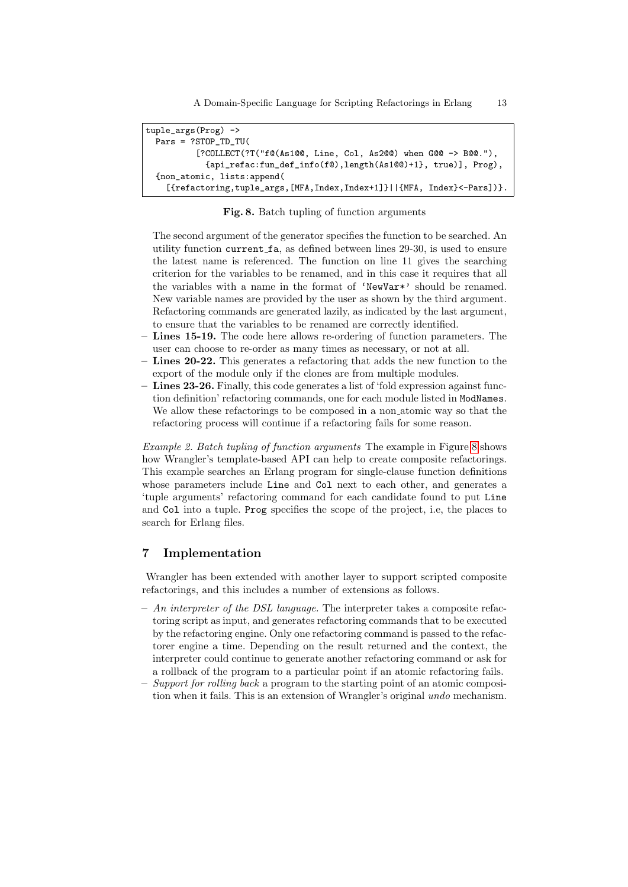```
tuple_args(Prog) ->
  Pars = ?STOP_TD_TU(
          [?COLLECT(?T("f@(As1@@, Line, Col, As2@@) when G@@ -> B@@."),
            {api_refac:fun_def_info(f@),length(As1@@)+1}, true)], Prog),
  {non_atomic, lists:append(
    [{refactoring,tuple_args,[MFA,Index,Index+1]}||{MFA, Index}<-Pars])}.
```

**Fig. 8.** Batch tupling of function arguments

The second argument of the generator specifies the function to be searched. An utility function `current_fa`, as defined between lines 29-30, is used to ensure the latest name is referenced. The function on line 11 gives the searching criterion for the variables to be renamed, and in this case it requires that all the variables with a name in the format of 'NewVar*' should be renamed. New variable names are provided by the user as shown by the third argument. Refactoring commands are generated lazily, as indicated by the last argument, to ensure that the variables to be renamed are correctly identified.

- **Lines 15-19.** The code here allows re-ordering of function parameters. The user can choose to re-order as many times as necessary, or not at all.
- **Lines 20-22.** This generates a refactoring that adds the new function to the export of the module only if the clones are from multiple modules.
- **Lines 23-26.** Finally, this code generates a list of 'fold expression against function definition' refactoring commands, one for each module listed in `ModNames`. We allow these refactorings to be composed in a non_atomic way so that the refactoring process will continue if a refactoring fails for some reason.

*Example 2. Batch tupling of function arguments* The example in Figure 8 shows how Wrangler's template-based API can help to create composite refactorings. This example searches an Erlang program for single-clause function definitions whose parameters include `Line` and `Col` next to each other, and generates a 'tuple arguments' refactoring command for each candidate found to put `Line` and `Col` into a tuple. `Prog` specifies the scope of the project, i.e, the places to search for Erlang files.

## 7 Implementation

Wrangler has been extended with another layer to support scripted composite refactorings, and this includes a number of extensions as follows.

- *An interpreter of the DSL language.* The interpreter takes a composite refactoring script as input, and generates refactoring commands that to be executed by the refactoring engine. Only one refactoring command is passed to the refactorer engine a time. Depending on the result returned and the context, the interpreter could continue to generate another refactoring command or ask for a rollback of the program to a particular point if an atomic refactoring fails.
- *Support for rolling back* a program to the starting point of an atomic composition when it fails. This is an extension of Wrangler's original *undo* mechanism.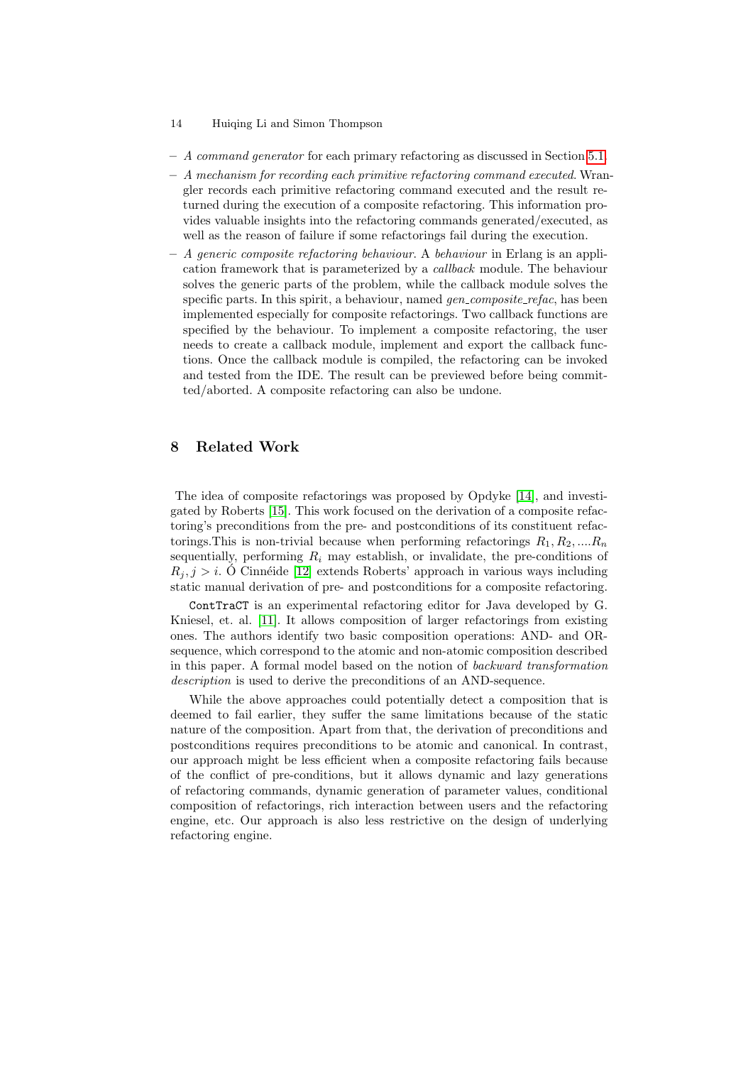- *A command generator* for each primary refactoring as discussed in Section 5.1.
- *A mechanism for recording each primitive refactoring command executed*. Wrangler records each primitive refactoring command executed and the result returned during the execution of a composite refactoring. This information provides valuable insights into the refactoring commands generated/executed, as well as the reason of failure if some refactorings fail during the execution.
- *A generic composite refactoring behaviour*. A *behaviour* in Erlang is an application framework that is parameterized by a *callback* module. The behaviour solves the generic parts of the problem, while the callback module solves the specific parts. In this spirit, a behaviour, named *gen_composite_refac*, has been implemented especially for composite refactorings. Two callback functions are specified by the behaviour. To implement a composite refactoring, the user needs to create a callback module, implement and export the callback functions. Once the callback module is compiled, the refactoring can be invoked and tested from the IDE. The result can be previewed before being committed/aborted. A composite refactoring can also be undone.

## 8 Related Work

The idea of composite refactorings was proposed by Opdyke [14], and investigated by Roberts [15]. This work focused on the derivation of a composite refactoring's preconditions from the pre- and postconditions of its constituent refactorings.This is non-trivial because when performing refactorings $R_1, R_2, ....R_n$ sequentially, performing $R_i$ may establish, or invalidate, the pre-conditions of $R_j, j > i$. Ó Cinnéide [12] extends Roberts' approach in various ways including static manual derivation of pre- and postconditions for a composite refactoring.

`ContTraCT` is an experimental refactoring editor for Java developed by G. Kniesel, et. al. [11]. It allows composition of larger refactorings from existing ones. The authors identify two basic composition operations: AND- and OR-sequence, which correspond to the atomic and non-atomic composition described in this paper. A formal model based on the notion of *backward transformation description* is used to derive the preconditions of an AND-sequence.

While the above approaches could potentially detect a composition that is deemed to fail earlier, they suffer the same limitations because of the static nature of the composition. Apart from that, the derivation of preconditions and postconditions requires preconditions to be atomic and canonical. In contrast, our approach might be less efficient when a composite refactoring fails because of the conflict of pre-conditions, but it allows dynamic and lazy generations of refactoring commands, dynamic generation of parameter values, conditional composition of refactorings, rich interaction between users and the refactoring engine, etc. Our approach is also less restrictive on the design of underlying refactoring engine.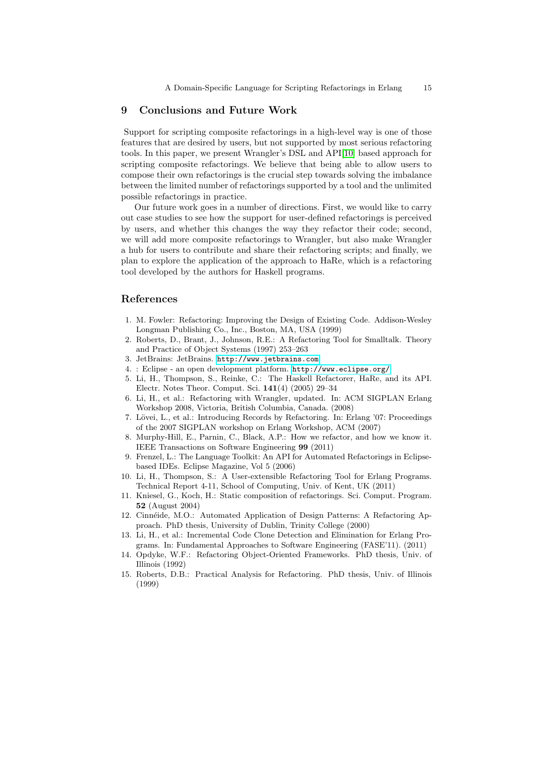## 9 Conclusions and Future Work

Support for scripting composite refactorings in a high-level way is one of those features that are desired by users, but not supported by most serious refactoring tools. In this paper, we present Wrangler's DSL and API[10] based approach for scripting composite refactorings. We believe that being able to allow users to compose their own refactorings is the crucial step towards solving the imbalance between the limited number of refactorings supported by a tool and the unlimited possible refactorings in practice.

Our future work goes in a number of directions. First, we would like to carry out case studies to see how the support for user-defined refactorings is perceived by users, and whether this changes the way they refactor their code; second, we will add more composite refactorings to Wrangler, but also make Wrangler a hub for users to contribute and share their refactoring scripts; and finally, we plan to explore the application of the approach to HaRe, which is a refactoring tool developed by the authors for Haskell programs.

## References

1. M. Fowler: Refactoring: Improving the Design of Existing Code. Addison-Wesley Longman Publishing Co., Inc., Boston, MA, USA (1999)
2. Roberts, D., Brant, J., Johnson, R.E.: A Refactoring Tool for Smalltalk. Theory and Practice of Object Systems (1997) 253–263
3. JetBrains: JetBrains. http://www.jetbrains.com
4. : Eclipse - an open development platform. http://www.eclipse.org/
5. Li, H., Thompson, S., Reinke, C.: The Haskell Refactorer, HaRe, and its API. Electr. Notes Theor. Comput. Sci. **141**(4) (2005) 29–34
6. Li, H., et al.: Refactoring with Wrangler, updated. In: ACM SIGPLAN Erlang Workshop 2008, Victoria, British Columbia, Canada. (2008)
7. Lövei, L., et al.: Introducing Records by Refactoring. In: Erlang '07: Proceedings of the 2007 SIGPLAN workshop on Erlang Workshop, ACM (2007)
8. Murphy-Hill, E., Parnin, C., Black, A.P.: How we refactor, and how we know it. IEEE Transactions on Software Engineering **99** (2011)
9. Frenzel, L.: The Language Toolkit: An API for Automated Refactorings in Eclipse-based IDEs. Eclipse Magazine, Vol 5 (2006)
10. Li, H., Thompson, S.: A User-extensible Refactoring Tool for Erlang Programs. Technical Report 4-11, School of Computing, Univ. of Kent, UK (2011)
11. Kniesel, G., Koch, H.: Static composition of refactorings. Sci. Comput. Program. **52** (August 2004)
12. Cinnéide, M.O.: Automated Application of Design Patterns: A Refactoring Approach. PhD thesis, University of Dublin, Trinity College (2000)
13. Li, H., et al.: Incremental Code Clone Detection and Elimination for Erlang Programs. In: Fundamental Approaches to Software Engineering (FASE'11). (2011)
14. Opdyke, W.F.: Refactoring Object-Oriented Frameworks. PhD thesis, Univ. of Illinois (1992)
15. Roberts, D.B.: Practical Analysis for Refactoring. PhD thesis, Univ. of Illinois (1999)